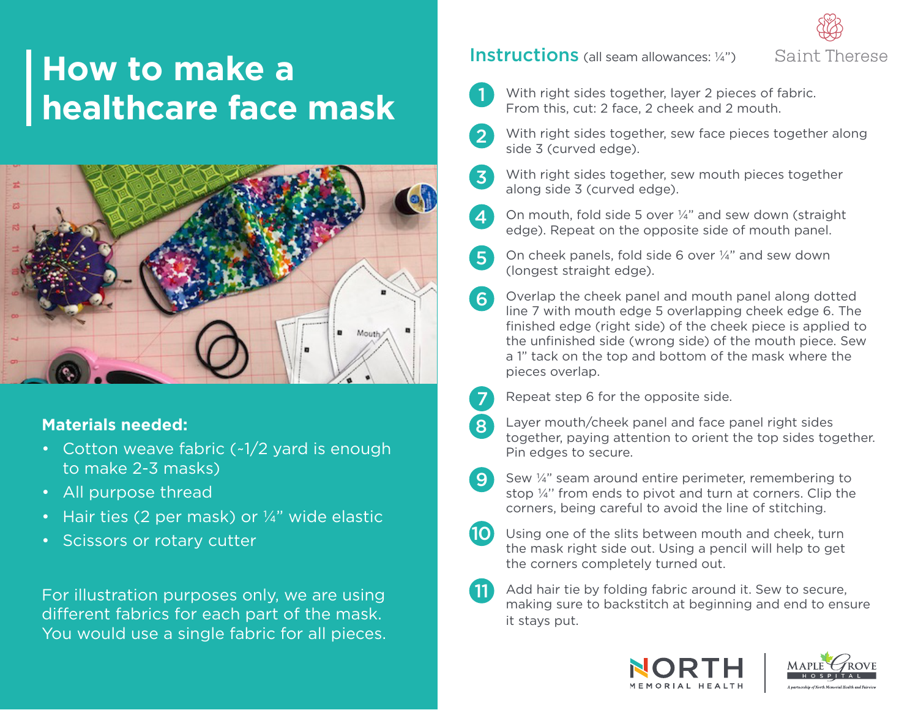# How to make a healthcare face mask

**Materials needed:**

- Cotton weave fabric (~1/2 yard is enough to make 2-3 masks)
- All purpose thread
- Hair ties (2 per mask) or ¼" wide elastic
- Scissors or rotary cutter

For illustration purposes only, we are using different fabrics for each part of the mask. You would use a single fabric for all pieces.

## Instructions (all seam allowances: ¼")

1. With right sides together, layer 2 pieces of fabric. From this, cut: 2 face, 2 cheek and 2 mouth.
2. With right sides together, sew face pieces together along side 3 (curved edge).
3. With right sides together, sew mouth pieces together along side 3 (curved edge).
4. On mouth, fold side 5 over ¼" and sew down (straight edge). Repeat on the opposite side of mouth panel.
5. On cheek panels, fold side 6 over ¼" and sew down (longest straight edge).
6. Overlap the cheek panel and mouth panel along dotted line 7 with mouth edge 5 overlapping cheek edge 6. The finished edge (right side) of the cheek piece is applied to the unfinished side (wrong side) of the mouth piece. Sew a 1" tack on the top and bottom of the mask where the pieces overlap.
7. Repeat step 6 for the opposite side.
8. Layer mouth/cheek panel and face panel right sides together, paying attention to orient the top sides together. Pin edges to secure.
9. Sew ¼" seam around entire perimeter, remembering to stop ¼" from ends to pivot and turn at corners. Clip the corners, being careful to avoid the line of stitching.
10. Using one of the slits between mouth and cheek, turn the mask right side out. Using a pencil will help to get the corners completely turned out.
11. Add hair tie by folding fabric around it. Sew to secure, making sure to backstitch at beginning and end to ensure it stays put.

Saint Therese

NORTH MEMORIAL HEALTH | MAPLE GROVE HOSPITAL — A partnership of North Memorial Health and Fairview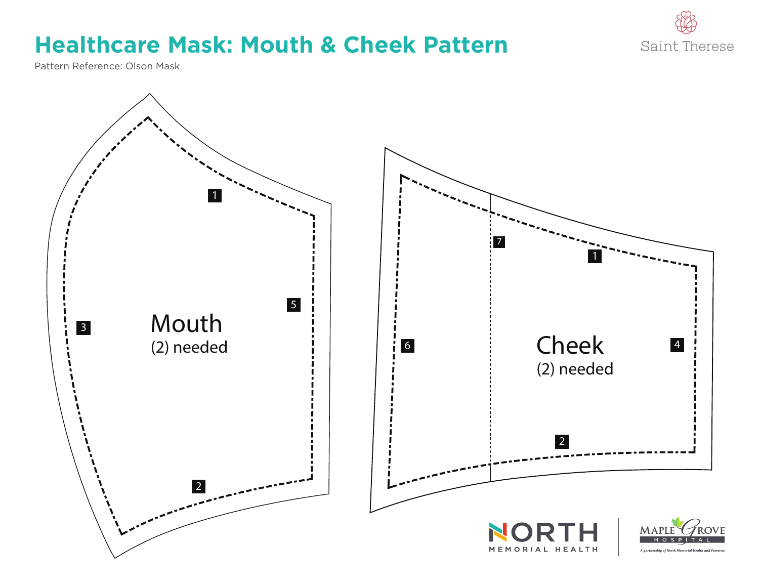# Healthcare Mask: Mouth & Cheek Pattern

Pattern Reference: Olson Mask

Saint Therese

1

3

5

2

Mouth
(2) needed

7

1

6

Cheek
(2) needed

4

2

NORTH
MEMORIAL HEALTH

MAPLE GROVE
HOSPITAL
A partnership of North Memorial Health and Fairview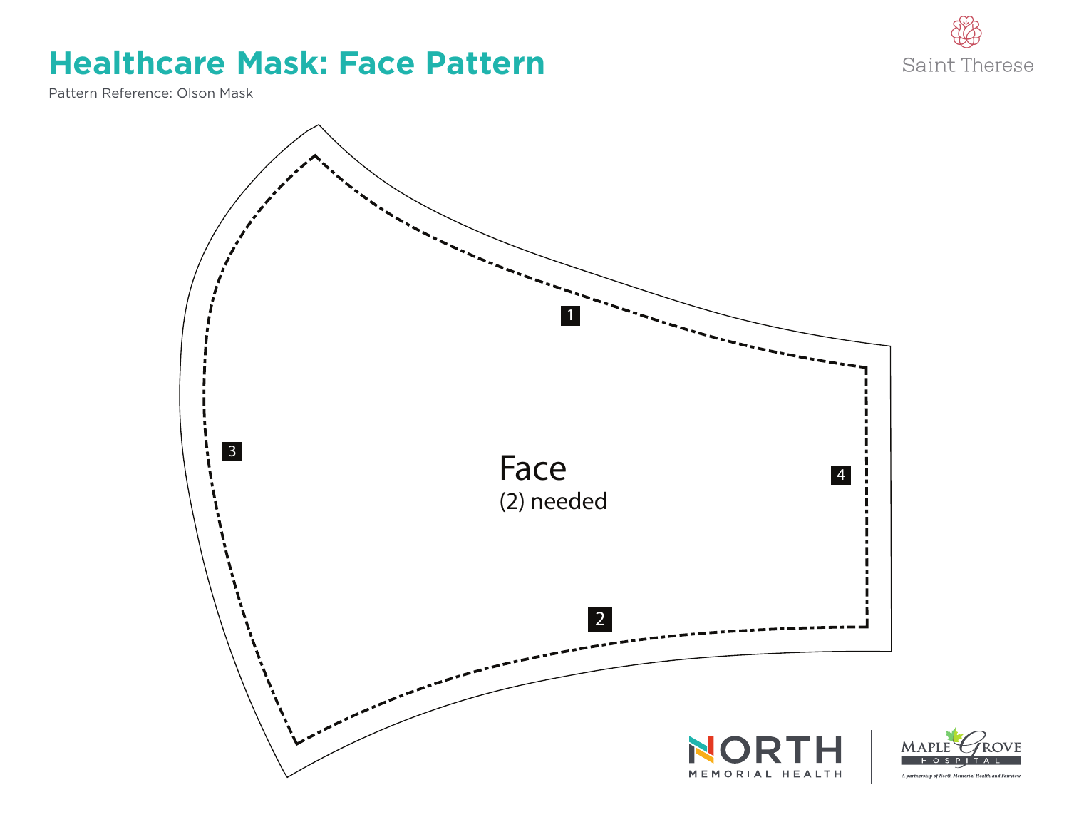# Healthcare Mask: Face Pattern

Pattern Reference: Olson Mask

Saint Therese

1

3

Face

(2) needed

4

2

NORTH

MEMORIAL HEALTH

MAPLE GROVE

HOSPITAL

A partnership of North Memorial Health and Fairview